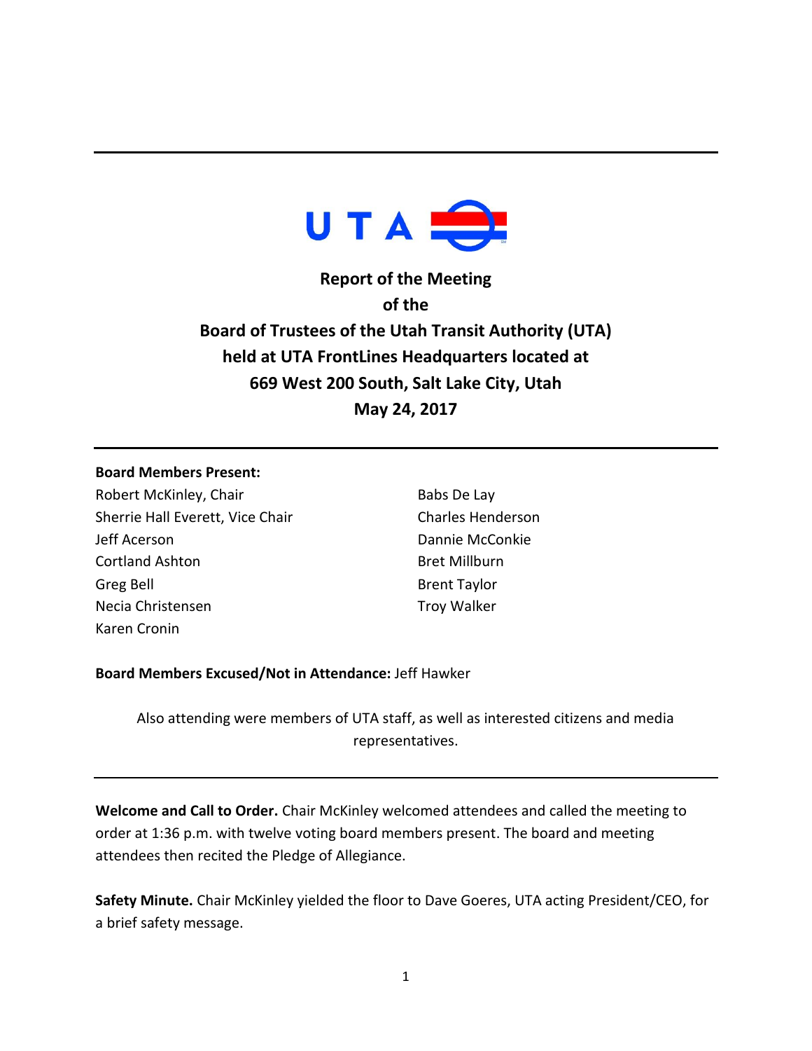# Report of the Meeting of the Board of Trustees of the Utah Transit Authority (UTA) held at UTA FrontLines Headquarters located at 669 West 200 South, Salt Lake City, Utah May 24, 2017

**Board Members Present:**

Robert McKinley, Chair
Sherrie Hall Everett, Vice Chair
Jeff Acerson
Cortland Ashton
Greg Bell
Necia Christensen
Karen Cronin
Babs De Lay
Charles Henderson
Dannie McConkie
Bret Millburn
Brent Taylor
Troy Walker

**Board Members Excused/Not in Attendance:** Jeff Hawker

Also attending were members of UTA staff, as well as interested citizens and media representatives.

---

**Welcome and Call to Order.** Chair McKinley welcomed attendees and called the meeting to order at 1:36 p.m. with twelve voting board members present. The board and meeting attendees then recited the Pledge of Allegiance.

**Safety Minute.** Chair McKinley yielded the floor to Dave Goeres, UTA acting President/CEO, for a brief safety message.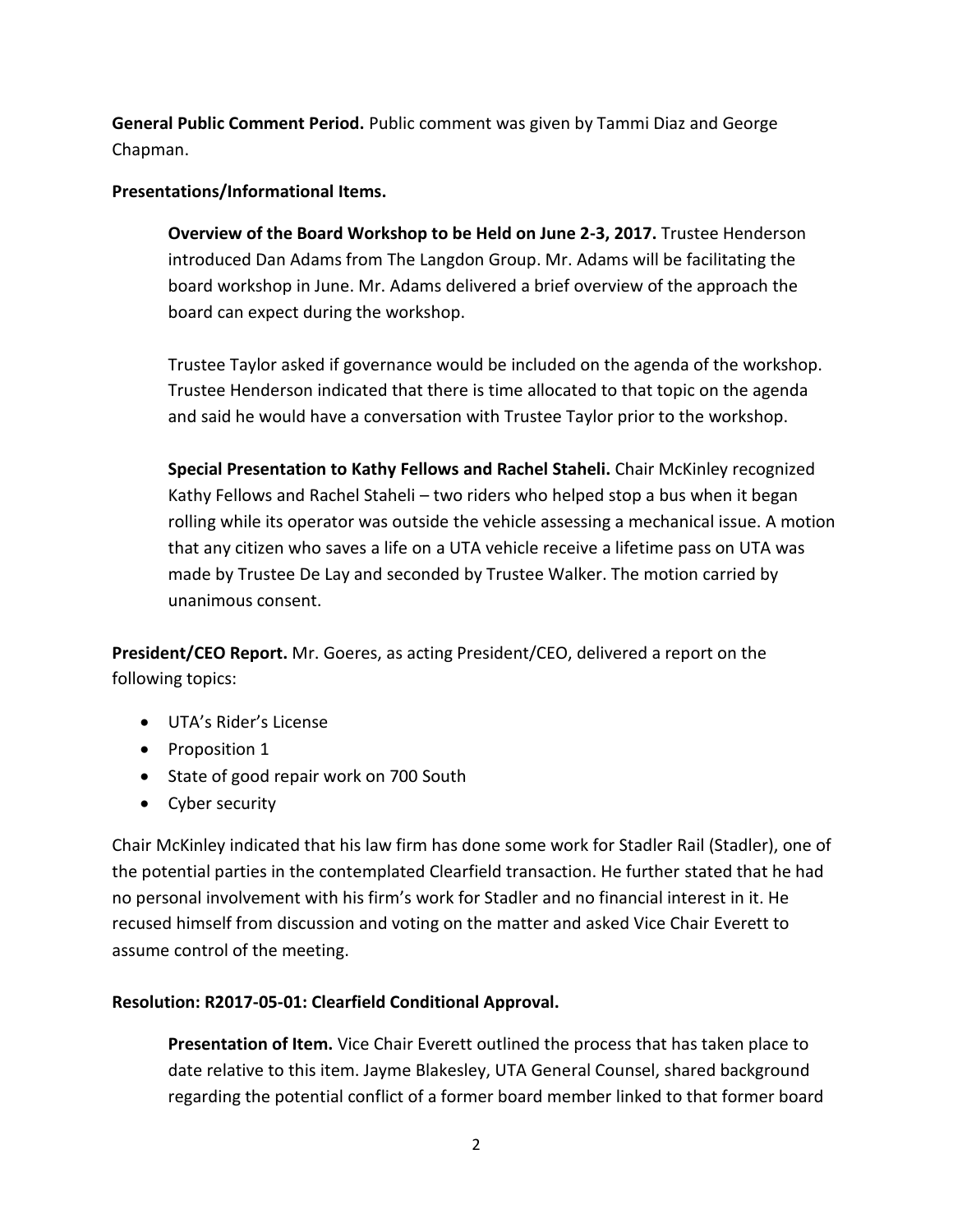**General Public Comment Period.** Public comment was given by Tammi Diaz and George Chapman.

**Presentations/Informational Items.**

**Overview of the Board Workshop to be Held on June 2-3, 2017.** Trustee Henderson introduced Dan Adams from The Langdon Group. Mr. Adams will be facilitating the board workshop in June. Mr. Adams delivered a brief overview of the approach the board can expect during the workshop.

Trustee Taylor asked if governance would be included on the agenda of the workshop. Trustee Henderson indicated that there is time allocated to that topic on the agenda and said he would have a conversation with Trustee Taylor prior to the workshop.

**Special Presentation to Kathy Fellows and Rachel Staheli.** Chair McKinley recognized Kathy Fellows and Rachel Staheli – two riders who helped stop a bus when it began rolling while its operator was outside the vehicle assessing a mechanical issue. A motion that any citizen who saves a life on a UTA vehicle receive a lifetime pass on UTA was made by Trustee De Lay and seconded by Trustee Walker. The motion carried by unanimous consent.

**President/CEO Report.** Mr. Goeres, as acting President/CEO, delivered a report on the following topics:

- UTA's Rider's License
- Proposition 1
- State of good repair work on 700 South
- Cyber security

Chair McKinley indicated that his law firm has done some work for Stadler Rail (Stadler), one of the potential parties in the contemplated Clearfield transaction. He further stated that he had no personal involvement with his firm's work for Stadler and no financial interest in it. He recused himself from discussion and voting on the matter and asked Vice Chair Everett to assume control of the meeting.

**Resolution: R2017-05-01: Clearfield Conditional Approval.**

**Presentation of Item.** Vice Chair Everett outlined the process that has taken place to date relative to this item. Jayme Blakesley, UTA General Counsel, shared background regarding the potential conflict of a former board member linked to that former board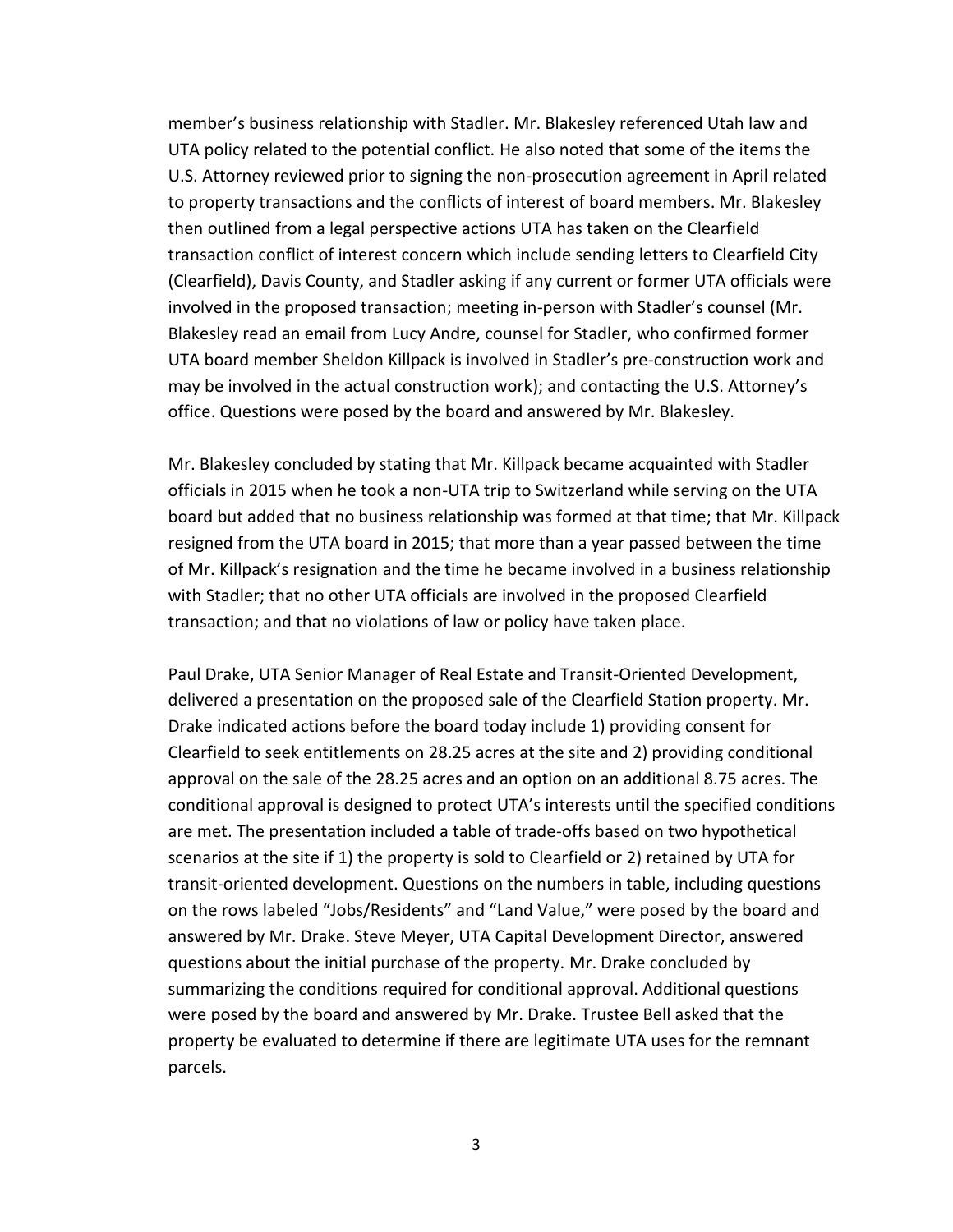member's business relationship with Stadler. Mr. Blakesley referenced Utah law and UTA policy related to the potential conflict. He also noted that some of the items the U.S. Attorney reviewed prior to signing the non-prosecution agreement in April related to property transactions and the conflicts of interest of board members. Mr. Blakesley then outlined from a legal perspective actions UTA has taken on the Clearfield transaction conflict of interest concern which include sending letters to Clearfield City (Clearfield), Davis County, and Stadler asking if any current or former UTA officials were involved in the proposed transaction; meeting in-person with Stadler's counsel (Mr. Blakesley read an email from Lucy Andre, counsel for Stadler, who confirmed former UTA board member Sheldon Killpack is involved in Stadler's pre-construction work and may be involved in the actual construction work); and contacting the U.S. Attorney's office. Questions were posed by the board and answered by Mr. Blakesley.

Mr. Blakesley concluded by stating that Mr. Killpack became acquainted with Stadler officials in 2015 when he took a non-UTA trip to Switzerland while serving on the UTA board but added that no business relationship was formed at that time; that Mr. Killpack resigned from the UTA board in 2015; that more than a year passed between the time of Mr. Killpack's resignation and the time he became involved in a business relationship with Stadler; that no other UTA officials are involved in the proposed Clearfield transaction; and that no violations of law or policy have taken place.

Paul Drake, UTA Senior Manager of Real Estate and Transit-Oriented Development, delivered a presentation on the proposed sale of the Clearfield Station property. Mr. Drake indicated actions before the board today include 1) providing consent for Clearfield to seek entitlements on 28.25 acres at the site and 2) providing conditional approval on the sale of the 28.25 acres and an option on an additional 8.75 acres. The conditional approval is designed to protect UTA's interests until the specified conditions are met. The presentation included a table of trade-offs based on two hypothetical scenarios at the site if 1) the property is sold to Clearfield or 2) retained by UTA for transit-oriented development. Questions on the numbers in table, including questions on the rows labeled "Jobs/Residents" and "Land Value," were posed by the board and answered by Mr. Drake. Steve Meyer, UTA Capital Development Director, answered questions about the initial purchase of the property. Mr. Drake concluded by summarizing the conditions required for conditional approval. Additional questions were posed by the board and answered by Mr. Drake. Trustee Bell asked that the property be evaluated to determine if there are legitimate UTA uses for the remnant parcels.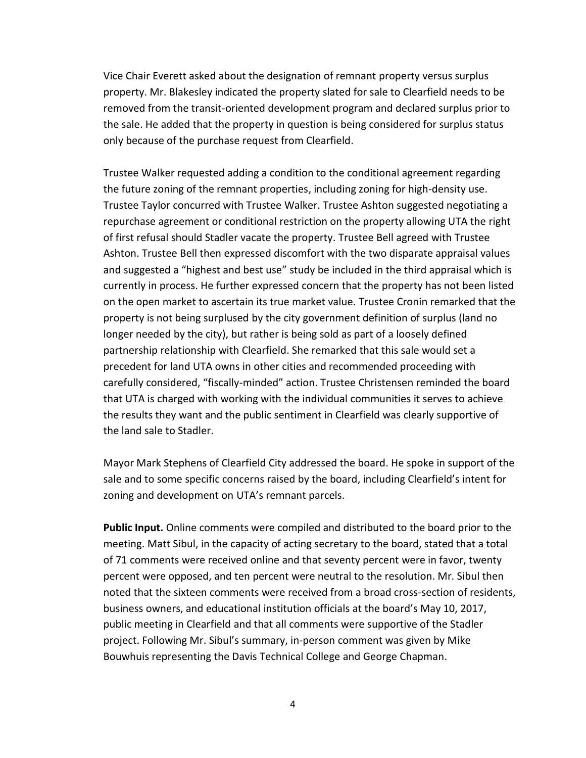Vice Chair Everett asked about the designation of remnant property versus surplus property. Mr. Blakesley indicated the property slated for sale to Clearfield needs to be removed from the transit-oriented development program and declared surplus prior to the sale. He added that the property in question is being considered for surplus status only because of the purchase request from Clearfield.

Trustee Walker requested adding a condition to the conditional agreement regarding the future zoning of the remnant properties, including zoning for high-density use. Trustee Taylor concurred with Trustee Walker. Trustee Ashton suggested negotiating a repurchase agreement or conditional restriction on the property allowing UTA the right of first refusal should Stadler vacate the property. Trustee Bell agreed with Trustee Ashton. Trustee Bell then expressed discomfort with the two disparate appraisal values and suggested a "highest and best use" study be included in the third appraisal which is currently in process. He further expressed concern that the property has not been listed on the open market to ascertain its true market value. Trustee Cronin remarked that the property is not being surplused by the city government definition of surplus (land no longer needed by the city), but rather is being sold as part of a loosely defined partnership relationship with Clearfield. She remarked that this sale would set a precedent for land UTA owns in other cities and recommended proceeding with carefully considered, "fiscally-minded" action. Trustee Christensen reminded the board that UTA is charged with working with the individual communities it serves to achieve the results they want and the public sentiment in Clearfield was clearly supportive of the land sale to Stadler.

Mayor Mark Stephens of Clearfield City addressed the board. He spoke in support of the sale and to some specific concerns raised by the board, including Clearfield's intent for zoning and development on UTA's remnant parcels.

**Public Input.** Online comments were compiled and distributed to the board prior to the meeting. Matt Sibul, in the capacity of acting secretary to the board, stated that a total of 71 comments were received online and that seventy percent were in favor, twenty percent were opposed, and ten percent were neutral to the resolution. Mr. Sibul then noted that the sixteen comments were received from a broad cross-section of residents, business owners, and educational institution officials at the board's May 10, 2017, public meeting in Clearfield and that all comments were supportive of the Stadler project. Following Mr. Sibul's summary, in-person comment was given by Mike Bouwhuis representing the Davis Technical College and George Chapman.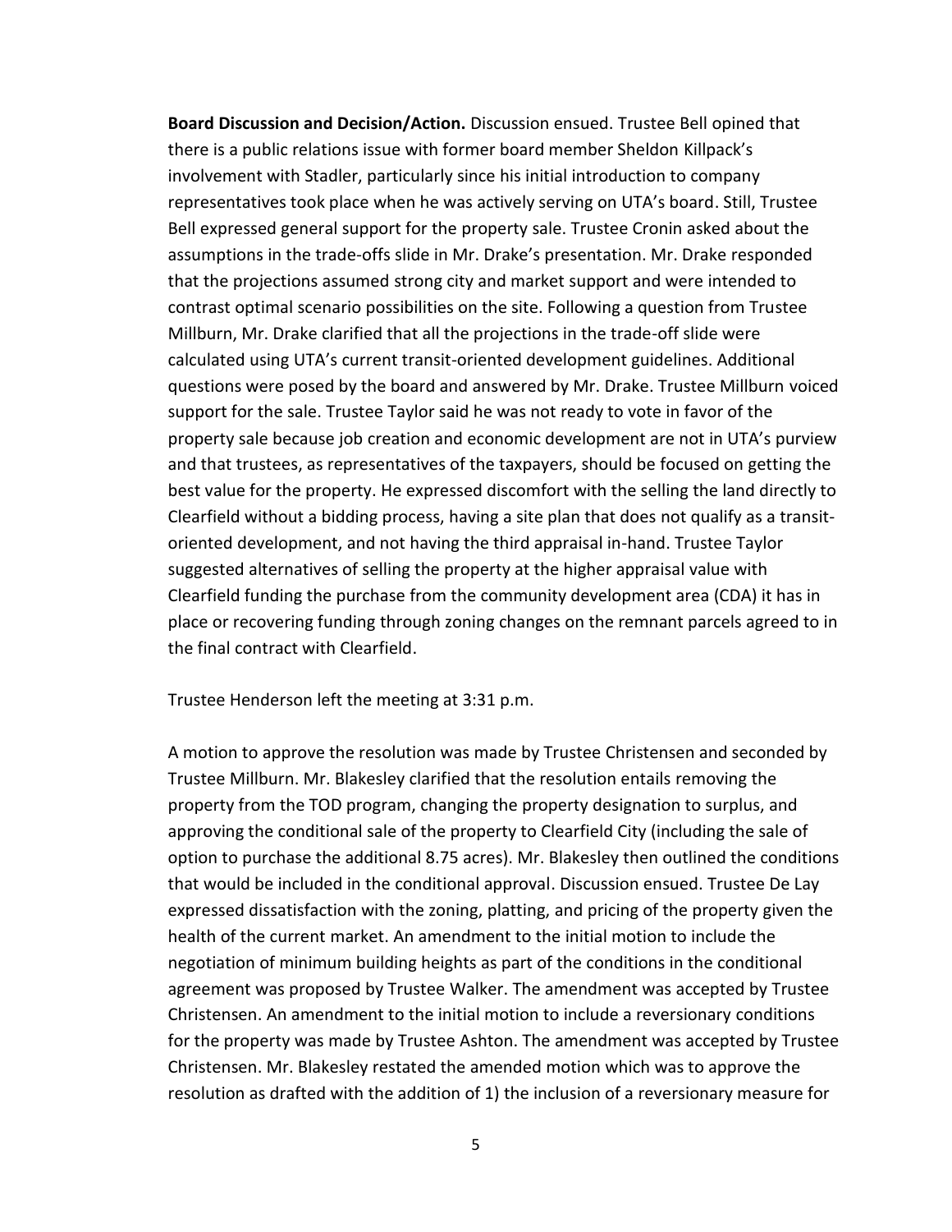**Board Discussion and Decision/Action.** Discussion ensued. Trustee Bell opined that there is a public relations issue with former board member Sheldon Killpack's involvement with Stadler, particularly since his initial introduction to company representatives took place when he was actively serving on UTA's board. Still, Trustee Bell expressed general support for the property sale. Trustee Cronin asked about the assumptions in the trade-offs slide in Mr. Drake's presentation. Mr. Drake responded that the projections assumed strong city and market support and were intended to contrast optimal scenario possibilities on the site. Following a question from Trustee Millburn, Mr. Drake clarified that all the projections in the trade-off slide were calculated using UTA's current transit-oriented development guidelines. Additional questions were posed by the board and answered by Mr. Drake. Trustee Millburn voiced support for the sale. Trustee Taylor said he was not ready to vote in favor of the property sale because job creation and economic development are not in UTA's purview and that trustees, as representatives of the taxpayers, should be focused on getting the best value for the property. He expressed discomfort with the selling the land directly to Clearfield without a bidding process, having a site plan that does not qualify as a transit-oriented development, and not having the third appraisal in-hand. Trustee Taylor suggested alternatives of selling the property at the higher appraisal value with Clearfield funding the purchase from the community development area (CDA) it has in place or recovering funding through zoning changes on the remnant parcels agreed to in the final contract with Clearfield.

Trustee Henderson left the meeting at 3:31 p.m.

A motion to approve the resolution was made by Trustee Christensen and seconded by Trustee Millburn. Mr. Blakesley clarified that the resolution entails removing the property from the TOD program, changing the property designation to surplus, and approving the conditional sale of the property to Clearfield City (including the sale of option to purchase the additional 8.75 acres). Mr. Blakesley then outlined the conditions that would be included in the conditional approval. Discussion ensued. Trustee De Lay expressed dissatisfaction with the zoning, platting, and pricing of the property given the health of the current market. An amendment to the initial motion to include the negotiation of minimum building heights as part of the conditions in the conditional agreement was proposed by Trustee Walker. The amendment was accepted by Trustee Christensen. An amendment to the initial motion to include a reversionary conditions for the property was made by Trustee Ashton. The amendment was accepted by Trustee Christensen. Mr. Blakesley restated the amended motion which was to approve the resolution as drafted with the addition of 1) the inclusion of a reversionary measure for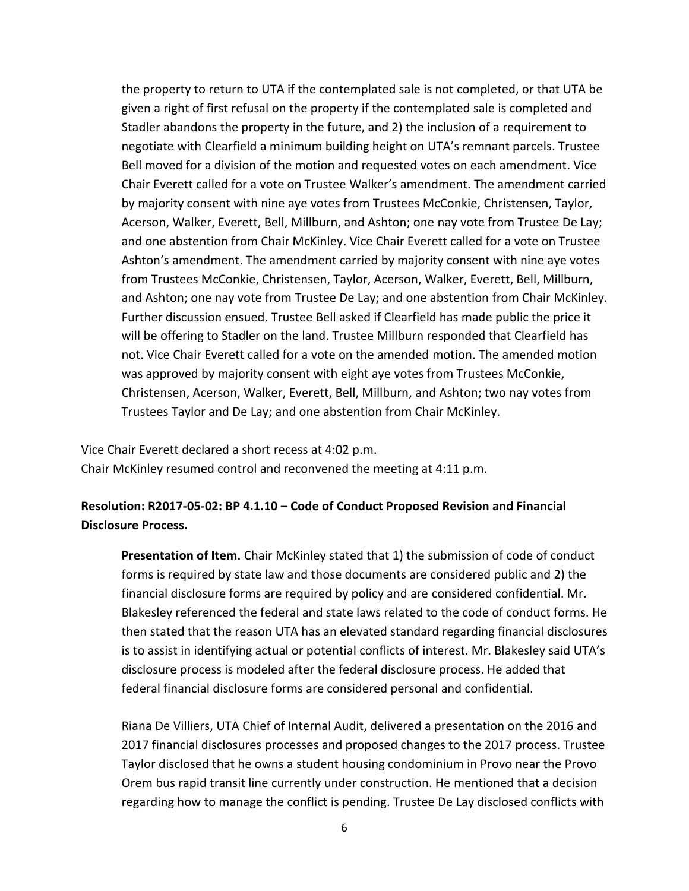the property to return to UTA if the contemplated sale is not completed, or that UTA be given a right of first refusal on the property if the contemplated sale is completed and Stadler abandons the property in the future, and 2) the inclusion of a requirement to negotiate with Clearfield a minimum building height on UTA's remnant parcels. Trustee Bell moved for a division of the motion and requested votes on each amendment. Vice Chair Everett called for a vote on Trustee Walker's amendment. The amendment carried by majority consent with nine aye votes from Trustees McConkie, Christensen, Taylor, Acerson, Walker, Everett, Bell, Millburn, and Ashton; one nay vote from Trustee De Lay; and one abstention from Chair McKinley. Vice Chair Everett called for a vote on Trustee Ashton's amendment. The amendment carried by majority consent with nine aye votes from Trustees McConkie, Christensen, Taylor, Acerson, Walker, Everett, Bell, Millburn, and Ashton; one nay vote from Trustee De Lay; and one abstention from Chair McKinley. Further discussion ensued. Trustee Bell asked if Clearfield has made public the price it will be offering to Stadler on the land. Trustee Millburn responded that Clearfield has not. Vice Chair Everett called for a vote on the amended motion. The amended motion was approved by majority consent with eight aye votes from Trustees McConkie, Christensen, Acerson, Walker, Everett, Bell, Millburn, and Ashton; two nay votes from Trustees Taylor and De Lay; and one abstention from Chair McKinley.

Vice Chair Everett declared a short recess at 4:02 p.m.
Chair McKinley resumed control and reconvened the meeting at 4:11 p.m.

**Resolution: R2017-05-02: BP 4.1.10 – Code of Conduct Proposed Revision and Financial Disclosure Process.**

**Presentation of Item.** Chair McKinley stated that 1) the submission of code of conduct forms is required by state law and those documents are considered public and 2) the financial disclosure forms are required by policy and are considered confidential. Mr. Blakesley referenced the federal and state laws related to the code of conduct forms. He then stated that the reason UTA has an elevated standard regarding financial disclosures is to assist in identifying actual or potential conflicts of interest. Mr. Blakesley said UTA's disclosure process is modeled after the federal disclosure process. He added that federal financial disclosure forms are considered personal and confidential.

Riana De Villiers, UTA Chief of Internal Audit, delivered a presentation on the 2016 and 2017 financial disclosures processes and proposed changes to the 2017 process. Trustee Taylor disclosed that he owns a student housing condominium in Provo near the Provo Orem bus rapid transit line currently under construction. He mentioned that a decision regarding how to manage the conflict is pending. Trustee De Lay disclosed conflicts with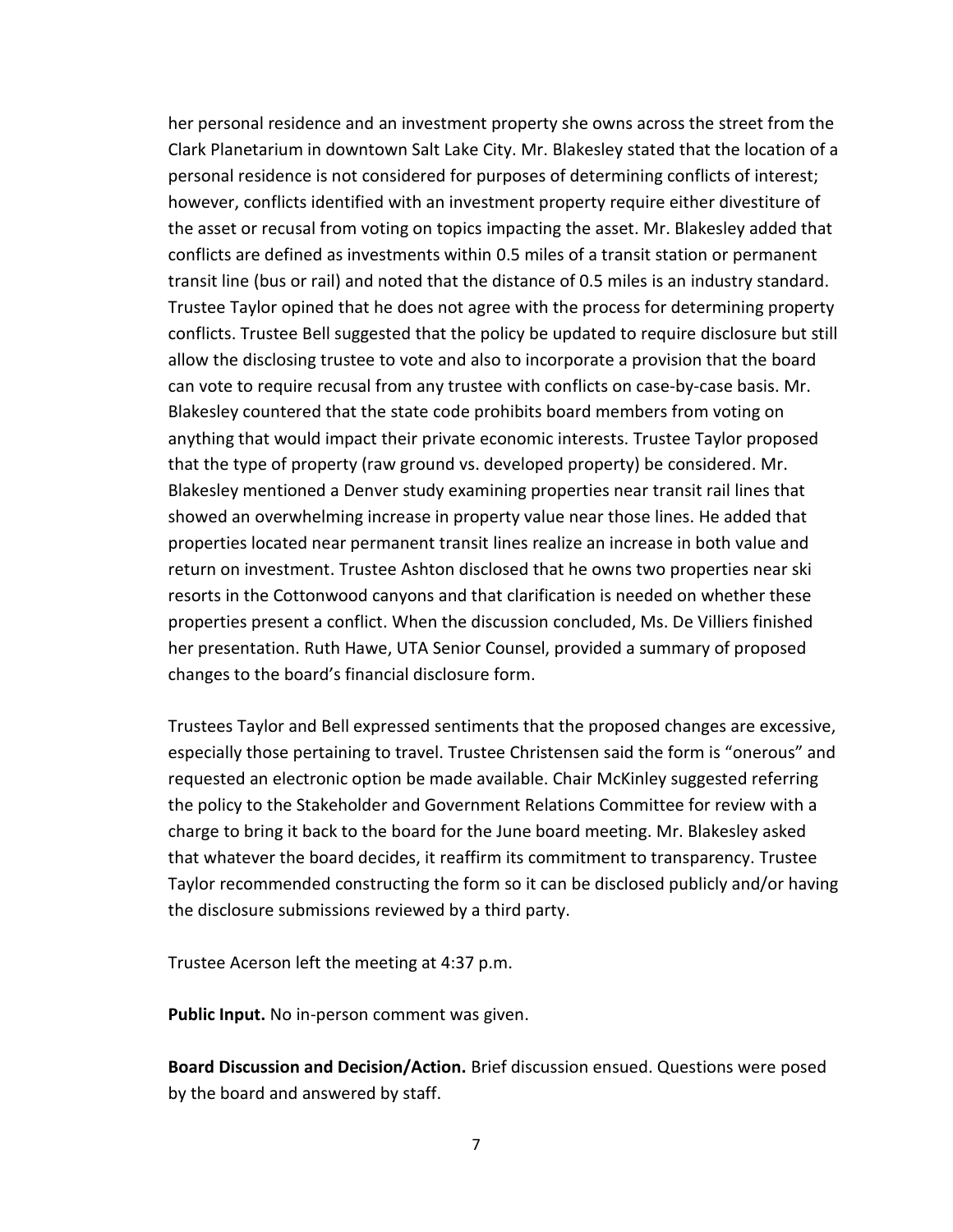her personal residence and an investment property she owns across the street from the Clark Planetarium in downtown Salt Lake City. Mr. Blakesley stated that the location of a personal residence is not considered for purposes of determining conflicts of interest; however, conflicts identified with an investment property require either divestiture of the asset or recusal from voting on topics impacting the asset. Mr. Blakesley added that conflicts are defined as investments within 0.5 miles of a transit station or permanent transit line (bus or rail) and noted that the distance of 0.5 miles is an industry standard. Trustee Taylor opined that he does not agree with the process for determining property conflicts. Trustee Bell suggested that the policy be updated to require disclosure but still allow the disclosing trustee to vote and also to incorporate a provision that the board can vote to require recusal from any trustee with conflicts on case-by-case basis. Mr. Blakesley countered that the state code prohibits board members from voting on anything that would impact their private economic interests. Trustee Taylor proposed that the type of property (raw ground vs. developed property) be considered. Mr. Blakesley mentioned a Denver study examining properties near transit rail lines that showed an overwhelming increase in property value near those lines. He added that properties located near permanent transit lines realize an increase in both value and return on investment. Trustee Ashton disclosed that he owns two properties near ski resorts in the Cottonwood canyons and that clarification is needed on whether these properties present a conflict. When the discussion concluded, Ms. De Villiers finished her presentation. Ruth Hawe, UTA Senior Counsel, provided a summary of proposed changes to the board's financial disclosure form.

Trustees Taylor and Bell expressed sentiments that the proposed changes are excessive, especially those pertaining to travel. Trustee Christensen said the form is "onerous" and requested an electronic option be made available. Chair McKinley suggested referring the policy to the Stakeholder and Government Relations Committee for review with a charge to bring it back to the board for the June board meeting. Mr. Blakesley asked that whatever the board decides, it reaffirm its commitment to transparency. Trustee Taylor recommended constructing the form so it can be disclosed publicly and/or having the disclosure submissions reviewed by a third party.

Trustee Acerson left the meeting at 4:37 p.m.

**Public Input.** No in-person comment was given.

**Board Discussion and Decision/Action.** Brief discussion ensued. Questions were posed by the board and answered by staff.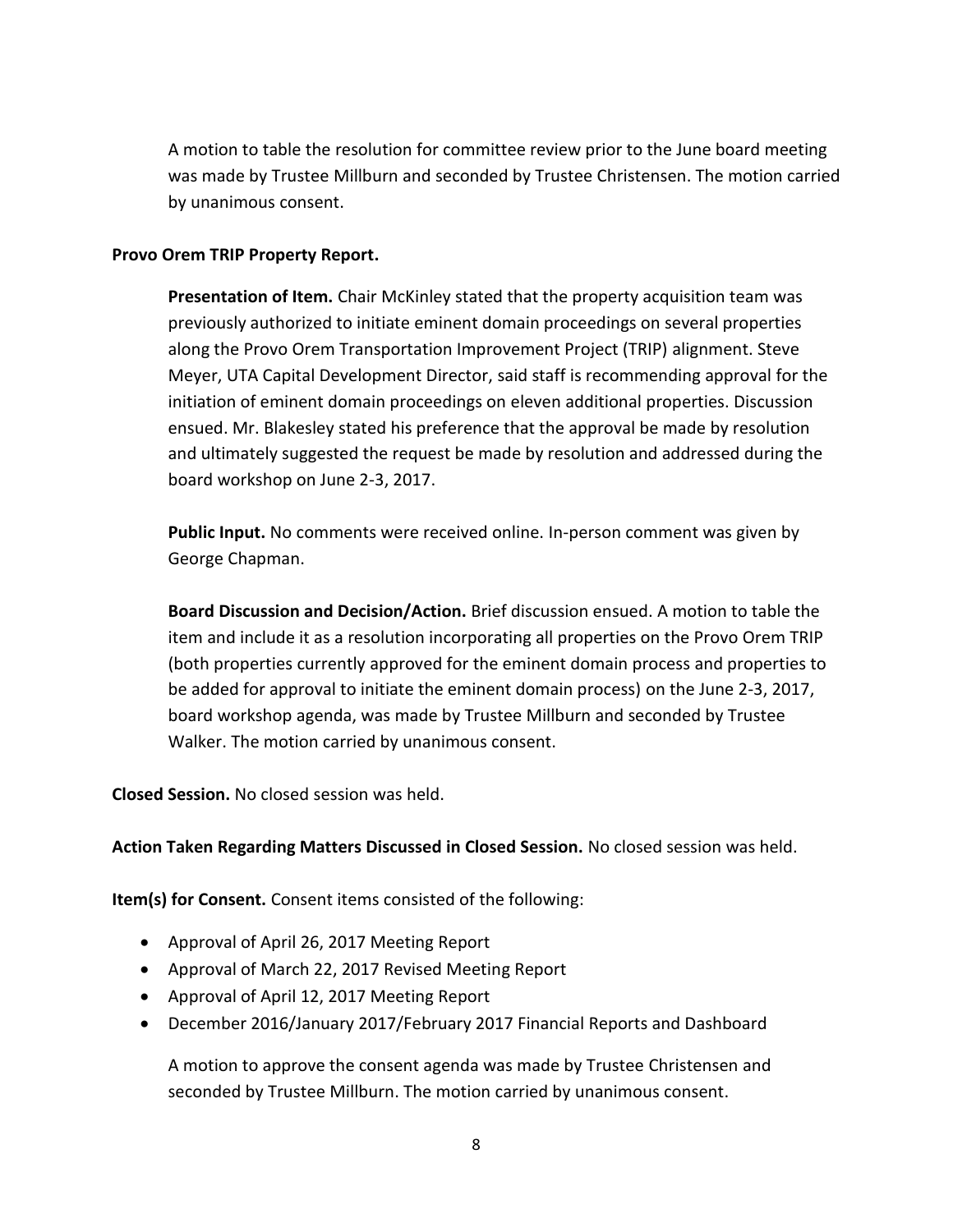A motion to table the resolution for committee review prior to the June board meeting was made by Trustee Millburn and seconded by Trustee Christensen. The motion carried by unanimous consent.

**Provo Orem TRIP Property Report.**

**Presentation of Item.** Chair McKinley stated that the property acquisition team was previously authorized to initiate eminent domain proceedings on several properties along the Provo Orem Transportation Improvement Project (TRIP) alignment. Steve Meyer, UTA Capital Development Director, said staff is recommending approval for the initiation of eminent domain proceedings on eleven additional properties. Discussion ensued. Mr. Blakesley stated his preference that the approval be made by resolution and ultimately suggested the request be made by resolution and addressed during the board workshop on June 2-3, 2017.

**Public Input.** No comments were received online. In-person comment was given by George Chapman.

**Board Discussion and Decision/Action.** Brief discussion ensued. A motion to table the item and include it as a resolution incorporating all properties on the Provo Orem TRIP (both properties currently approved for the eminent domain process and properties to be added for approval to initiate the eminent domain process) on the June 2-3, 2017, board workshop agenda, was made by Trustee Millburn and seconded by Trustee Walker. The motion carried by unanimous consent.

**Closed Session.** No closed session was held.

**Action Taken Regarding Matters Discussed in Closed Session.** No closed session was held.

**Item(s) for Consent.** Consent items consisted of the following:

- Approval of April 26, 2017 Meeting Report
- Approval of March 22, 2017 Revised Meeting Report
- Approval of April 12, 2017 Meeting Report
- December 2016/January 2017/February 2017 Financial Reports and Dashboard

A motion to approve the consent agenda was made by Trustee Christensen and seconded by Trustee Millburn. The motion carried by unanimous consent.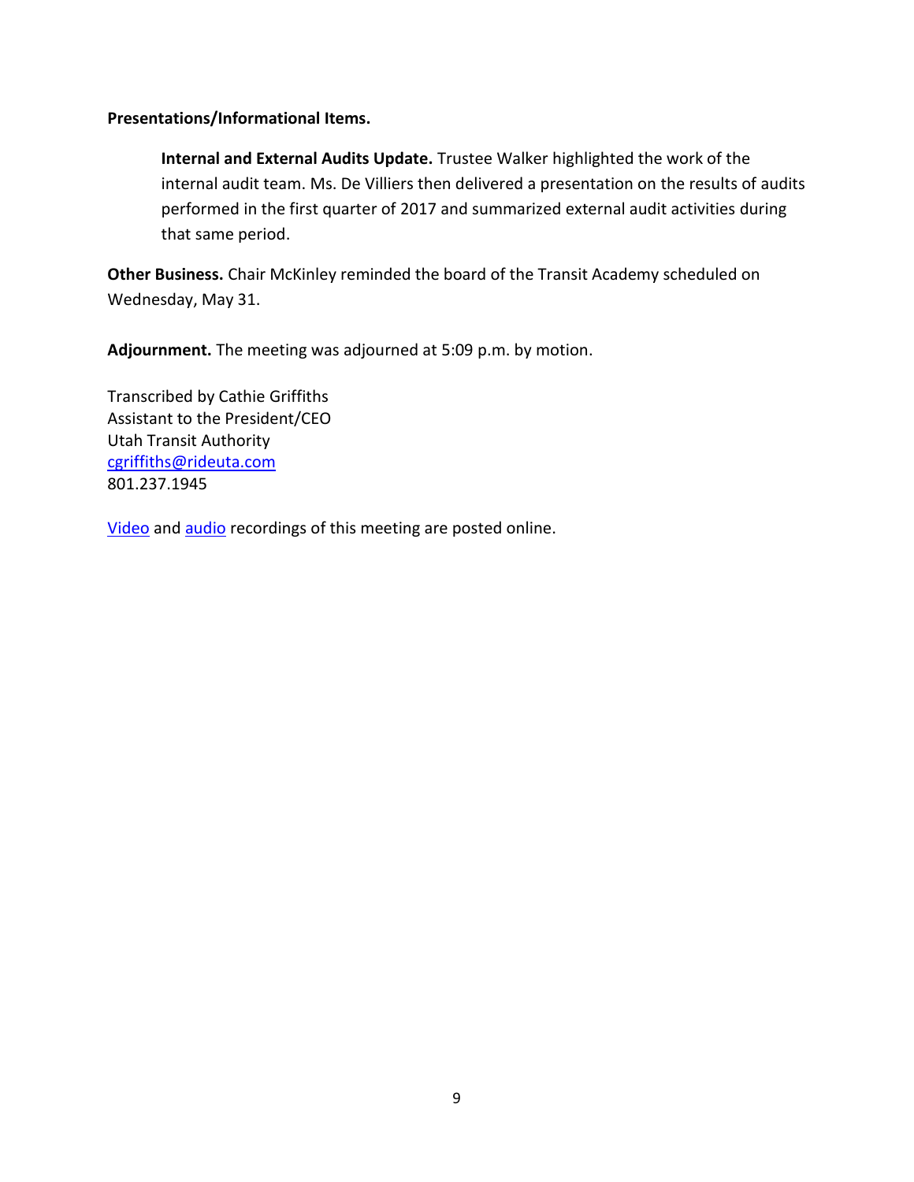**Presentations/Informational Items.**

**Internal and External Audits Update.** Trustee Walker highlighted the work of the internal audit team. Ms. De Villiers then delivered a presentation on the results of audits performed in the first quarter of 2017 and summarized external audit activities during that same period.

**Other Business.** Chair McKinley reminded the board of the Transit Academy scheduled on Wednesday, May 31.

**Adjournment.** The meeting was adjourned at 5:09 p.m. by motion.

Transcribed by Cathie Griffiths
Assistant to the President/CEO
Utah Transit Authority
cgriffiths@rideuta.com
801.237.1945

Video and audio recordings of this meeting are posted online.